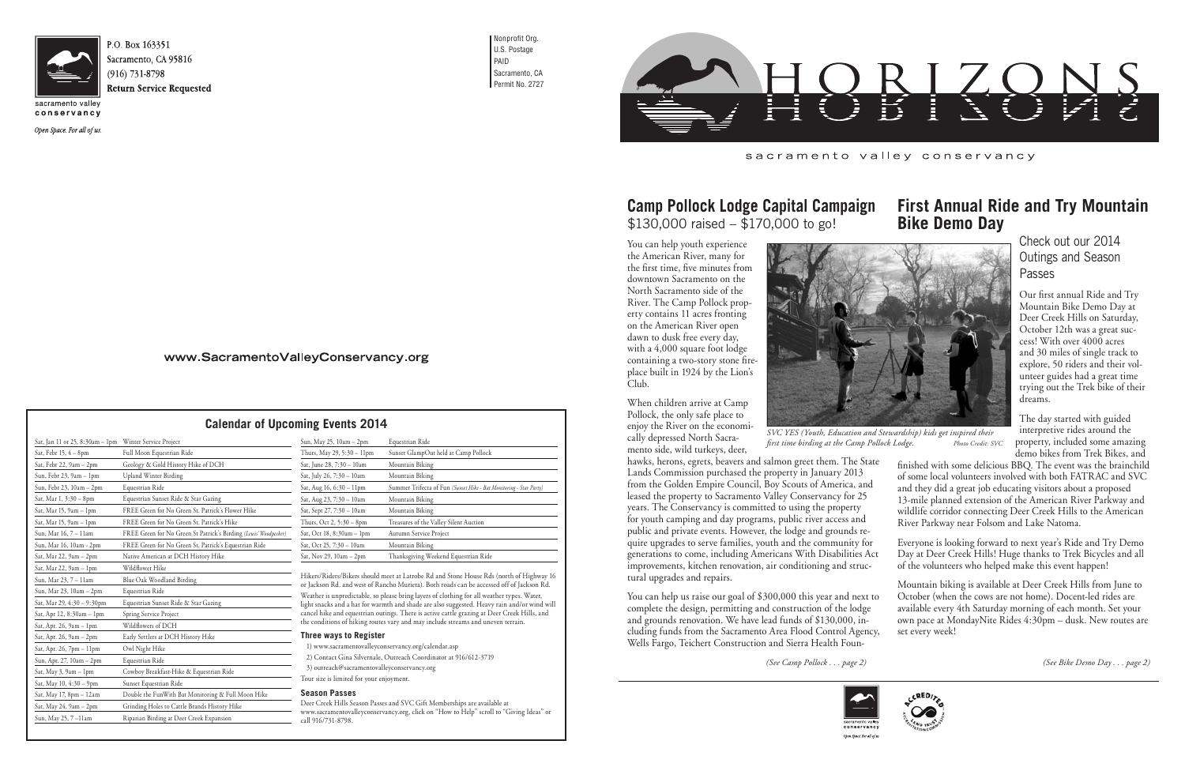P.O. Box 163351
Sacramento, CA 95816
(916) 731-8798
**Return Service Requested**

sacramento valley conservancy

*Open Space. For all of us.*

Nonprofit Org.
U.S. Postage
PAID
Sacramento, CA
Permit No. 2727

# HORIZONS

sacramento valley conservancy

www.SacramentoValleyConservancy.org

## Calendar of Upcoming Events 2014

| Date | Event |
|---|---|
| Sat, Jan 11 or 25, 8:30am – 1pm | Winter Service Project |
| Sat, Febr 15, 4 – 8pm | Full Moon Equestrian Ride |
| Sat, Febr 22, 9am – 2pm | Geology & Gold History Hike of DCH |
| Sun, Febr 23, 9am – 1pm | Upland Winter Birding |
| Sun, Febr 23, 10am – 2pm | Equestrian Ride |
| Sat, Mar 1, 3:30 – 8pm | Equestrian Sunset Ride & Star Gazing |
| Sat, Mar 15, 9am – 1pm | FREE Green for No Green St. Patrick's Flower Hike |
| Sat, Mar 15, 9am – 1pm | FREE Green for No Green St. Patrick's Hike |
| Sun, Mar 16, 7 – 11am | FREE Green for No Green St Patrick's Birding *(Lewis' Woodpecker)* |
| Sun, Mar 16, 10am - 2pm | FREE Green for No Green St. Patrick's Equestrian Ride |
| Sat, Mar 22, 9am – 2pm | Native American at DCH History Hike |
| Sat, Mar 22, 9am – 1pm | Wildflower Hike |
| Sun, Mar 23, 7 – 11am | Blue Oak Woodland Birding |
| Sun, Mar 23, 10am – 2pm | Equestrian Ride |
| Sat, Mar 29, 4:30 – 9:30pm | Equestrian Sunset Ride & Star Gazing |
| Sat, Apr 12, 8:30am – 1pm | Spring Service Project |
| Sat, Apr. 26, 9am – 1pm | Wildflowers of DCH |
| Sat, Apr. 26, 9am – 2pm | Early Settlers at DCH History Hike |
| Sat, Apr. 26, 7pm – 11pm | Owl Night Hike |
| Sun, Apr. 27, 10am – 2pm | Equestrian Ride |
| Sat, May 3, 9am – 1pm | Cowboy Breakfast-Hike & Equestrian Ride |
| Sat, May 10, 4:30 – 9pm | Sunset Equestrian Ride |
| Sat, May 17, 8pm – 12am | Double the FunWith Bat Monitoring & Full Moon Hike |
| Sat, May 24, 9am – 2pm | Grinding Holes to Cattle Brands History Hike |
| Sun, May 25, 7 –11am | Riparian Birding at Deer Creek Expansion |
| Sun, May 25, 10am – 2pm | Equestrian Ride |
| Thurs, May 29, 5:30 – 11pm | Sunset GlampOut held at Camp Pollock |
| Sat, June 28, 7:30 – 10am | Mountain Biking |
| Sat, July 26, 7:30 – 10am | Mountain Biking |
| Sat, Aug 16, 6:30 – 11pm | Summer Trifecta of Fun *(Sunset Hike - Bat Monitoring - Star Party)* |
| Sat, Aug 23, 7:30 – 10am | Mountain Biking |
| Sat, Sept 27, 7:30 – 10am | Mountain Biking |
| Thurs, Oct 2, 5:30 – 8pm | Treasures of the Valley Silent Auction |
| Sat, Oct 18, 8:30am – 1pm | Autumn Service Project |
| Sat, Oct 25, 7:30 – 10am | Mountain Biking |
| Sat, Nov 29, 10am – 2pm | Thanksgiving Weekend Equestrian Ride |

Hikers/Riders/Bikers should meet at Latrobe Rd and Stone House Rds (north of Highway 16 or Jackson Rd. and west of Rancho Murieta). Both roads can be accessed off of Jackson Rd.

Weather is unpredictable, so please bring layers of clothing for all weather types. Water, light snacks and a hat for warmth and shade are also suggested. Heavy rain and/or wind will cancel hike and equestrian outings. There is active cattle grazing at Deer Creek Hills, and the conditions of hiking routes vary and may include streams and uneven terrain.

### Three ways to Register

1) www.sacramentovalleyconservancy.org/calendar.asp
2) Contact Gina Silvernale, Outreach Coordinator at 916/612-3719
3) outreach@sacramentovalleyconservancy.org

Tour size is limited for your enjoyment.

### Season Passes

Deer Creek Hills Season Passes and SVC Gift Memberships are available at www.sacramentovalleyconservancy.org, click on "How to Help" scroll to "Giving Ideas" or call 916/731-8798.

## Camp Pollock Lodge Capital Campaign
$130,000 raised – $170,000 to go!

You can help youth experience the American River, many for the first time, five minutes from downtown Sacramento on the North Sacramento side of the River. The Camp Pollock property contains 11 acres fronting on the American River open dawn to dusk free every day, with a 4,000 square foot lodge containing a two-story stone fireplace built in 1924 by the Lion's Club.

When children arrive at Camp Pollock, the only safe place to enjoy the River on the economically depressed North Sacramento side, wild turkeys, deer, hawks, herons, egrets, beavers and salmon greet them. The State Lands Commission purchased the property in January 2013 from the Golden Empire Council, Boy Scouts of America, and leased the property to Sacramento Valley Conservancy for 25 years. The Conservancy is committed to using the property for youth camping and day programs, public river access and public and private events. However, the lodge and grounds require upgrades to serve families, youth and the community for generations to come, including Americans With Disabilities Act improvements, kitchen renovation, air conditioning and structural upgrades and repairs.

*SVC YES (Youth, Education and Stewardship) kids get inspired their first time birding at the Camp Pollock Lodge.* *Photo Credit: SVC*

You can help us raise our goal of $300,000 this year and next to complete the design, permitting and construction of the lodge and grounds renovation. We have lead funds of $130,000, including funds from the Sacramento Area Flood Control Agency, Wells Fargo, Teichert Construction and Sierra Health Foun-

*(See Camp Pollock . . . page 2)*

## First Annual Ride and Try Mountain Bike Demo Day

Check out our 2014 Outings and Season Passes

Our first annual Ride and Try Mountain Bike Demo Day at Deer Creek Hills on Saturday, October 12th was a great success! With over 4000 acres and 30 miles of single track to explore, 50 riders and their volunteer guides had a great time trying out the Trek bike of their dreams.

The day started with guided interpretive rides around the property, included some amazing demo bikes from Trek Bikes, and finished with some delicious BBQ. The event was the brainchild of some local volunteers involved with both FATRAC and SVC and they did a great job educating visitors about a proposed 13-mile planned extension of the American River Parkway and wildlife corridor connecting Deer Creek Hills to the American River Parkway near Folsom and Lake Natoma.

Everyone is looking forward to next year's Ride and Try Demo Day at Deer Creek Hills! Huge thanks to Trek Bicycles and all of the volunteers who helped make this event happen!

Mountain biking is available at Deer Creek Hills from June to October (when the cows are not home). Docent-led rides are available every 4th Saturday morning of each month. Set your own pace at MondayNite Rides 4:30pm – dusk. New routes are set every week!

*(See Bike Demo Day . . . page 2)*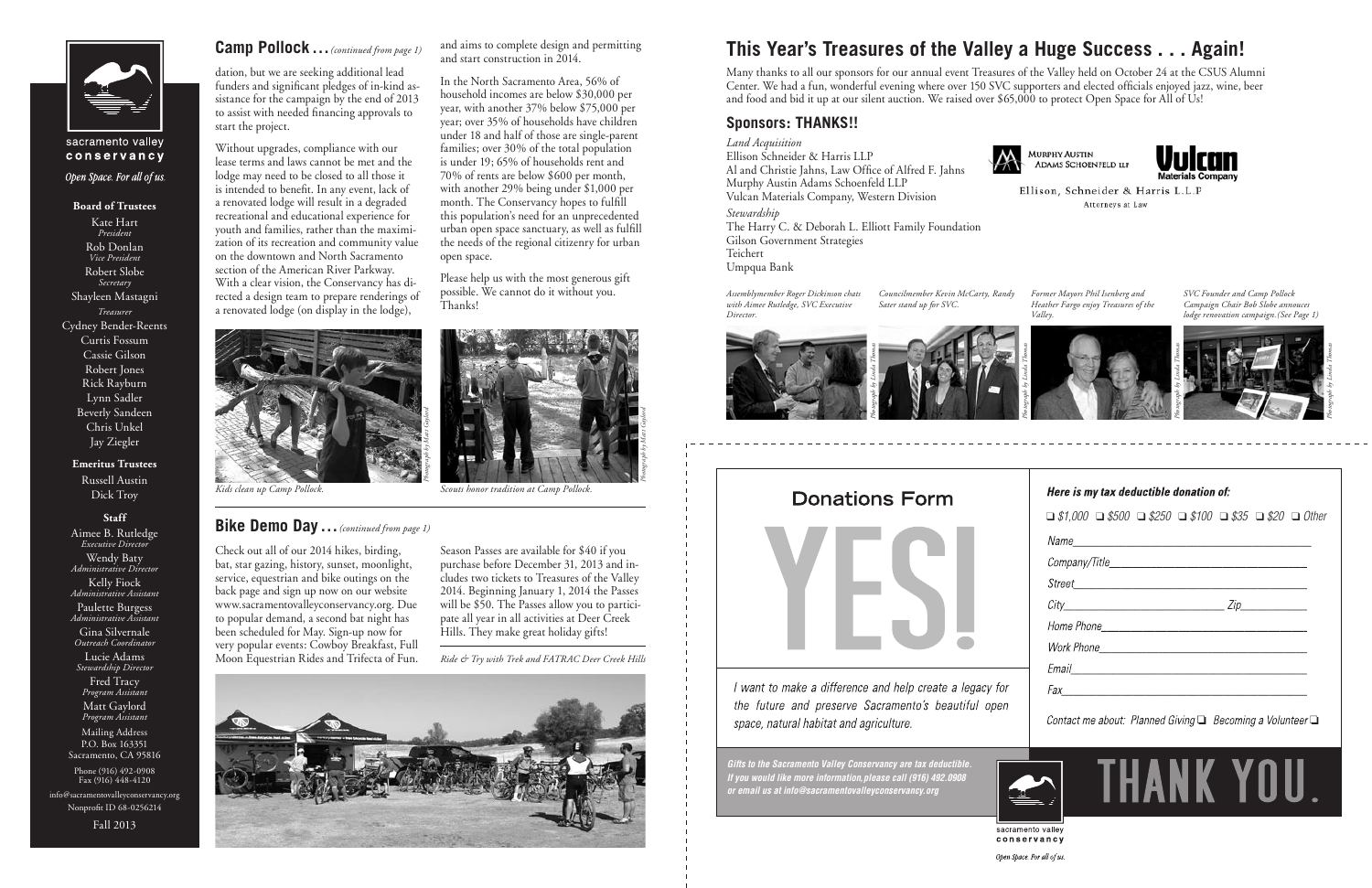sacramento valley **conservancy**

*Open Space. For all of us.*

**Board of Trustees**

Kate Hart
*President*

Rob Donlan
*Vice President*

Robert Slobe
*Secretary*

Shayleen Mastagni
*Treasurer*

Cydney Bender-Reents
Curtis Fossum
Cassie Gilson
Robert Jones
Rick Rayburn
Lynn Sadler
Beverly Sandeen
Chris Unkel
Jay Ziegler

**Emeritus Trustees**

Russell Austin
Dick Troy

**Staff**

Aimee B. Rutledge
*Executive Director*

Wendy Baty
*Administrative Director*

Kelly Fiock
*Administrative Assistant*

Paulette Burgess
*Administrative Assistant*

Gina Silvernale
*Outreach Coordinator*

Lucie Adams
*Stewardship Director*

Fred Tracy
*Program Assistant*

Matt Gaylord
*Program Assistant*

Mailing Address
P.O. Box 163351
Sacramento, CA 95816

Phone (916) 492-0908
Fax (916) 448-4120

info@sacramentovalleyconservancy.org
Nonprofit ID 68-0256214

Fall 2013

## Camp Pollock ... *(continued from page 1)*

dation, but we are seeking additional lead funders and significant pledges of in-kind assistance for the campaign by the end of 2013 to assist with needed financing approvals to start the project.

Without upgrades, compliance with our lease terms and laws cannot be met and the lodge may need to be closed to all those it is intended to benefit. In any event, lack of a renovated lodge will result in a degraded recreational and educational experience for youth and families, rather than the maximization of its recreation and community value on the downtown and North Sacramento section of the American River Parkway. With a clear vision, the Conservancy has directed a design team to prepare renderings of a renovated lodge (on display in the lodge), and aims to complete design and permitting and start construction in 2014.

In the North Sacramento Area, 56% of household incomes are below $30,000 per year, with another 37% below $75,000 per year; over 35% of households have children under 18 and half of those are single-parent families; over 30% of the total population is under 19; 65% of households rent and 70% of rents are below $600 per month, with another 29% being under $1,000 per month. The Conservancy hopes to fulfill this population's need for an unprecedented urban open space sanctuary, as well as fulfill the needs of the regional citizenry for urban open space.

Please help us with the most generous gift possible. We cannot do it without you. Thanks!

*Photograph by Matt Gaylord*

*Kids clean up Camp Pollock.*

*Photograph by Matt Gaylord*

*Scouts honor tradition at Camp Pollock.*

## Bike Demo Day ... *(continued from page 1)*

Check out all of our 2014 hikes, birding, bat, star gazing, history, sunset, moonlight, service, equestrian and bike outings on the back page and sign up now on our website www.sacramentovalleyconservancy.org. Due to popular demand, a second bat night has been scheduled for May. Sign-up now for very popular events: Cowboy Breakfast, Full Moon Equestrian Rides and Trifecta of Fun.

Season Passes are available for $40 if you purchase before December 31, 2013 and includes two tickets to Treasures of the Valley 2014. Beginning January 1, 2014 the Passes will be $50. The Passes allow you to participate all year in all activities at Deer Creek Hills. They make great holiday gifts!

*Ride & Try with Trek and FATRAC Deer Creek Hills*

# This Year's Treasures of the Valley a Huge Success . . . Again!

Many thanks to all our sponsors for our annual event Treasures of the Valley held on October 24 at the CSUS Alumni Center. We had a fun, wonderful evening where over 150 SVC supporters and elected officials enjoyed jazz, wine, beer and food and bid it up at our silent auction. We raised over $65,000 to protect Open Space for All of Us!

## Sponsors: THANKS!!

*Land Acquisition*
Ellison Schneider & Harris LLP
Al and Christie Jahns, Law Office of Alfred F. Jahns
Murphy Austin Adams Schoenfeld LLP
Vulcan Materials Company, Western Division

*Stewardship*
The Harry C. & Deborah L. Elliott Family Foundation
Gilson Government Strategies
Teichert
Umpqua Bank

Murphy Austin Adams Schoenfeld LLP

Vulcan Materials Company

Ellison, Schneider & Harris L.L.P
Attorneys at Law

*Assemblymember Roger Dickinson chats with Aimee Rutledge, SVC Executive Director.*

*Councilmember Kevin McCarty, Randy Sater stand up for SVC.*

*Former Mayors Phil Isenberg and Heather Fargo enjoy Treasures of the Valley.*

*SVC Founder and Camp Pollock Campaign Chair Bob Slobe announces lodge renovation campaign. (See Page 1)*

*Photograph by Linda Thomas*

## Donations Form

# YES!

*I want to make a difference and help create a legacy for the future and preserve Sacramento's beautiful open space, natural habitat and agriculture.*

***Gifts to the Sacramento Valley Conservancy are tax deductible. If you would like more information, please call (916) 492.0908 or email us at info@sacramentovalleyconservancy.org***

***Here is my tax deductible donation of:***

❑ $1,000 ❑ $500 ❑ $250 ❑ $100 ❑ $35 ❑ $20 ❑ Other

Name_______________________________________

Company/Title_______________________________

Street______________________________________

City_________________________ Zip___________

Home Phone_________________________________

Work Phone_________________________________

Email_______________________________________

Fax________________________________________

Contact me about: Planned Giving ❑ Becoming a Volunteer ❑

# THANK YOU.

sacramento valley **conservancy**

*Open Space. For all of us.*